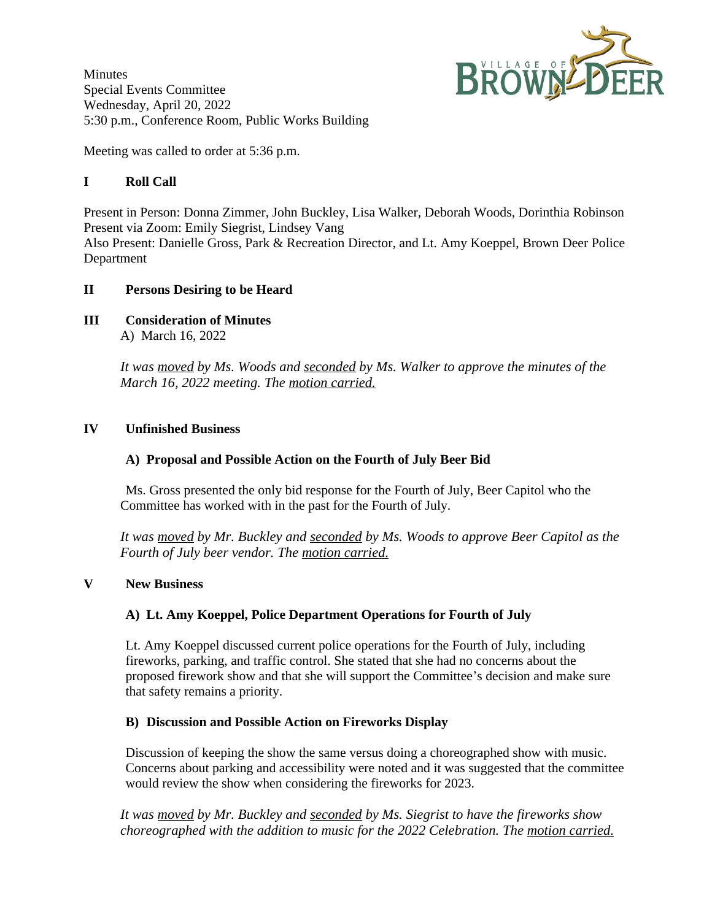Minutes
Special Events Committee
Wednesday, April 20, 2022
5:30 p.m., Conference Room, Public Works Building

Meeting was called to order at 5:36 p.m.

## I Roll Call

Present in Person: Donna Zimmer, John Buckley, Lisa Walker, Deborah Woods, Dorinthia Robinson
Present via Zoom: Emily Siegrist, Lindsey Vang
Also Present: Danielle Gross, Park & Recreation Director, and Lt. Amy Koeppel, Brown Deer Police Department

## II Persons Desiring to be Heard

## III Consideration of Minutes

A) March 16, 2022

*It was moved by Ms. Woods and seconded by Ms. Walker to approve the minutes of the March 16, 2022 meeting. The motion carried.*

## IV Unfinished Business

### A) Proposal and Possible Action on the Fourth of July Beer Bid

Ms. Gross presented the only bid response for the Fourth of July, Beer Capitol who the Committee has worked with in the past for the Fourth of July.

*It was moved by Mr. Buckley and seconded by Ms. Woods to approve Beer Capitol as the Fourth of July beer vendor. The motion carried.*

## V New Business

### A) Lt. Amy Koeppel, Police Department Operations for Fourth of July

Lt. Amy Koeppel discussed current police operations for the Fourth of July, including fireworks, parking, and traffic control. She stated that she had no concerns about the proposed firework show and that she will support the Committee's decision and make sure that safety remains a priority.

### B) Discussion and Possible Action on Fireworks Display

Discussion of keeping the show the same versus doing a choreographed show with music. Concerns about parking and accessibility were noted and it was suggested that the committee would review the show when considering the fireworks for 2023.

*It was moved by Mr. Buckley and seconded by Ms. Siegrist to have the fireworks show choreographed with the addition to music for the 2022 Celebration. The motion carried.*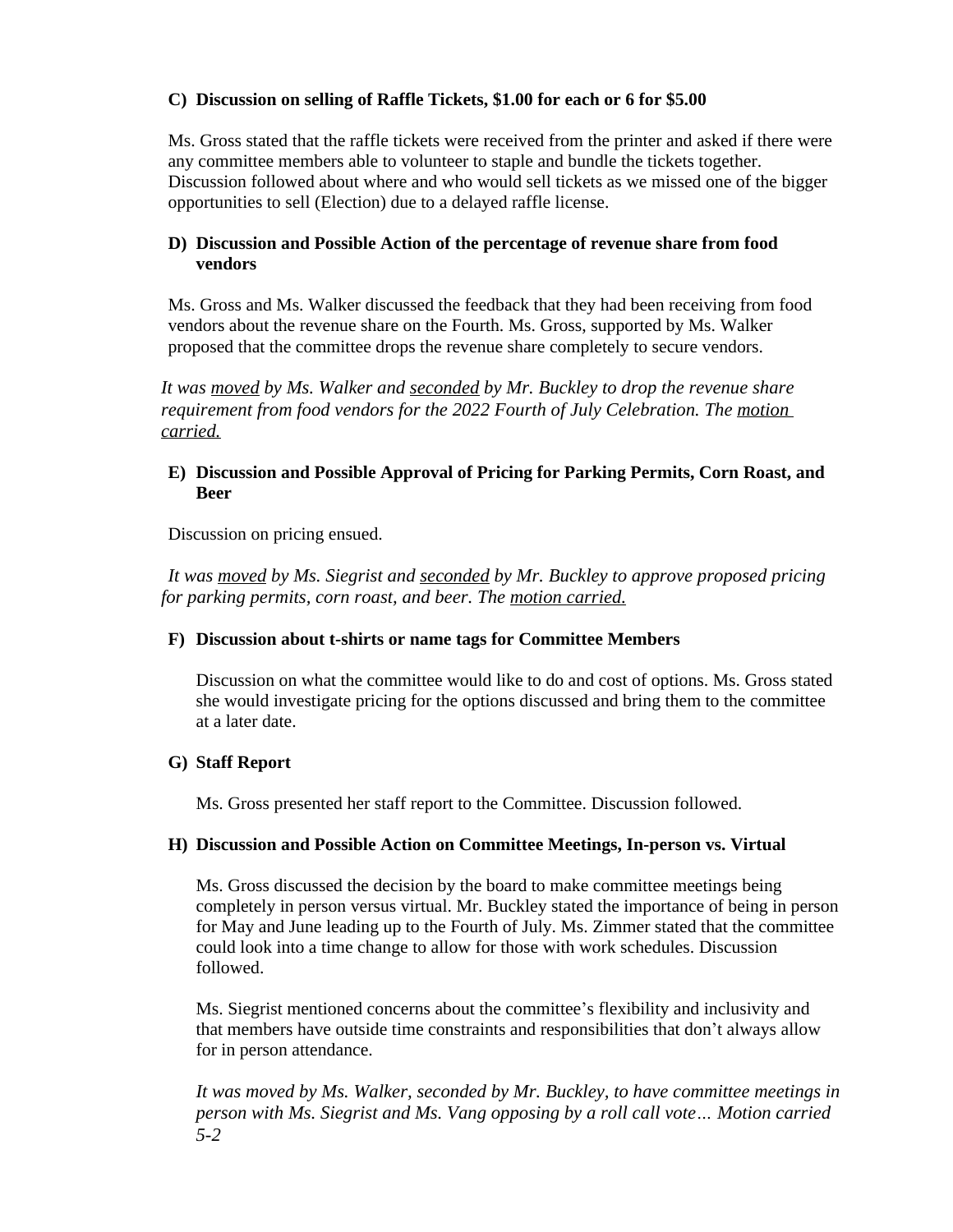**C) Discussion on selling of Raffle Tickets, $1.00 for each or 6 for $5.00**

Ms. Gross stated that the raffle tickets were received from the printer and asked if there were any committee members able to volunteer to staple and bundle the tickets together. Discussion followed about where and who would sell tickets as we missed one of the bigger opportunities to sell (Election) due to a delayed raffle license.

**D) Discussion and Possible Action of the percentage of revenue share from food vendors**

Ms. Gross and Ms. Walker discussed the feedback that they had been receiving from food vendors about the revenue share on the Fourth. Ms. Gross, supported by Ms. Walker proposed that the committee drops the revenue share completely to secure vendors.

*It was moved by Ms. Walker and seconded by Mr. Buckley to drop the revenue share requirement from food vendors for the 2022 Fourth of July Celebration. The motion carried.*

**E) Discussion and Possible Approval of Pricing for Parking Permits, Corn Roast, and Beer**

Discussion on pricing ensued.

*It was moved by Ms. Siegrist and seconded by Mr. Buckley to approve proposed pricing for parking permits, corn roast, and beer. The motion carried.*

**F) Discussion about t-shirts or name tags for Committee Members**

Discussion on what the committee would like to do and cost of options. Ms. Gross stated she would investigate pricing for the options discussed and bring them to the committee at a later date.

**G) Staff Report**

Ms. Gross presented her staff report to the Committee. Discussion followed.

**H) Discussion and Possible Action on Committee Meetings, In-person vs. Virtual**

Ms. Gross discussed the decision by the board to make committee meetings being completely in person versus virtual. Mr. Buckley stated the importance of being in person for May and June leading up to the Fourth of July. Ms. Zimmer stated that the committee could look into a time change to allow for those with work schedules. Discussion followed.

Ms. Siegrist mentioned concerns about the committee's flexibility and inclusivity and that members have outside time constraints and responsibilities that don't always allow for in person attendance.

*It was moved by Ms. Walker, seconded by Mr. Buckley, to have committee meetings in person with Ms. Siegrist and Ms. Vang opposing by a roll call vote… Motion carried 5-2*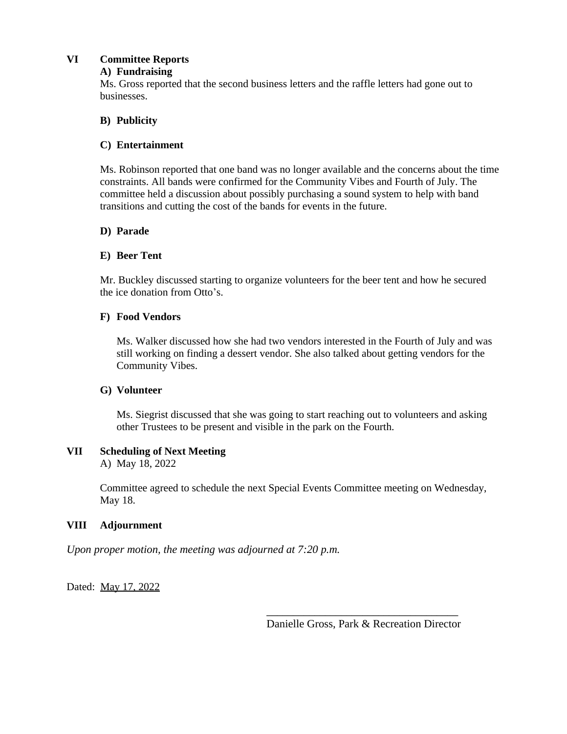## VI Committee Reports

### A) Fundraising

Ms. Gross reported that the second business letters and the raffle letters had gone out to businesses.

### B) Publicity

### C) Entertainment

Ms. Robinson reported that one band was no longer available and the concerns about the time constraints. All bands were confirmed for the Community Vibes and Fourth of July. The committee held a discussion about possibly purchasing a sound system to help with band transitions and cutting the cost of the bands for events in the future.

### D) Parade

### E) Beer Tent

Mr. Buckley discussed starting to organize volunteers for the beer tent and how he secured the ice donation from Otto's.

### F) Food Vendors

Ms. Walker discussed how she had two vendors interested in the Fourth of July and was still working on finding a dessert vendor. She also talked about getting vendors for the Community Vibes.

### G) Volunteer

Ms. Siegrist discussed that she was going to start reaching out to volunteers and asking other Trustees to be present and visible in the park on the Fourth.

## VII Scheduling of Next Meeting

A) May 18, 2022

Committee agreed to schedule the next Special Events Committee meeting on Wednesday, May 18.

## VIII Adjournment

*Upon proper motion, the meeting was adjourned at 7:20 p.m.*

Dated: May 17, 2022

\_\_\_\_\_\_\_\_\_\_\_\_\_\_\_\_\_\_\_\_\_\_\_\_\_\_\_\_\_\_\_\_\_\_\_

Danielle Gross, Park & Recreation Director